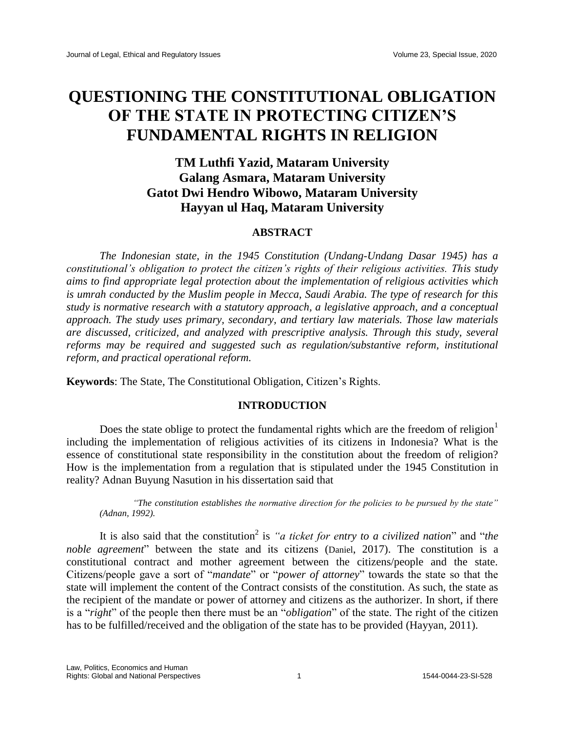# QUESTIONING THE CONSTITUTIONAL OBLIGATION OF THE STATE IN PROTECTING CITIZEN'S FUNDAMENTAL RIGHTS IN RELIGION

**TM Luthfi Yazid, Mataram University**
**Galang Asmara, Mataram University**
**Gatot Dwi Hendro Wibowo, Mataram University**
**Hayyan ul Haq, Mataram University**

## ABSTRACT

*The Indonesian state, in the 1945 Constitution (Undang-Undang Dasar 1945) has a constitutional's obligation to protect the citizen's rights of their religious activities. This study aims to find appropriate legal protection about the implementation of religious activities which is umrah conducted by the Muslim people in Mecca, Saudi Arabia. The type of research for this study is normative research with a statutory approach, a legislative approach, and a conceptual approach. The study uses primary, secondary, and tertiary law materials. Those law materials are discussed, criticized, and analyzed with prescriptive analysis. Through this study, several reforms may be required and suggested such as regulation/substantive reform, institutional reform, and practical operational reform.*

**Keywords**: The State, The Constitutional Obligation, Citizen's Rights.

## INTRODUCTION

Does the state oblige to protect the fundamental rights which are the freedom of religion[1] including the implementation of religious activities of its citizens in Indonesia? What is the essence of constitutional state responsibility in the constitution about the freedom of religion? How is the implementation from a regulation that is stipulated under the 1945 Constitution in reality? Adnan Buyung Nasution in his dissertation said that

> *"The constitution establishes the normative direction for the policies to be pursued by the state" (Adnan, 1992).*

It is also said that the constitution[2] is *"a ticket for entry to a civilized nation"* and "*the noble agreement*" between the state and its citizens (Daniel, 2017). The constitution is a constitutional contract and mother agreement between the citizens/people and the state. Citizens/people gave a sort of "*mandate*" or "*power of attorney*" towards the state so that the state will implement the content of the Contract consists of the constitution. As such, the state as the recipient of the mandate or power of attorney and citizens as the authorizer. In short, if there is a "*right*" of the people then there must be an "*obligation*" of the state. The right of the citizen has to be fulfilled/received and the obligation of the state has to be provided (Hayyan, 2011).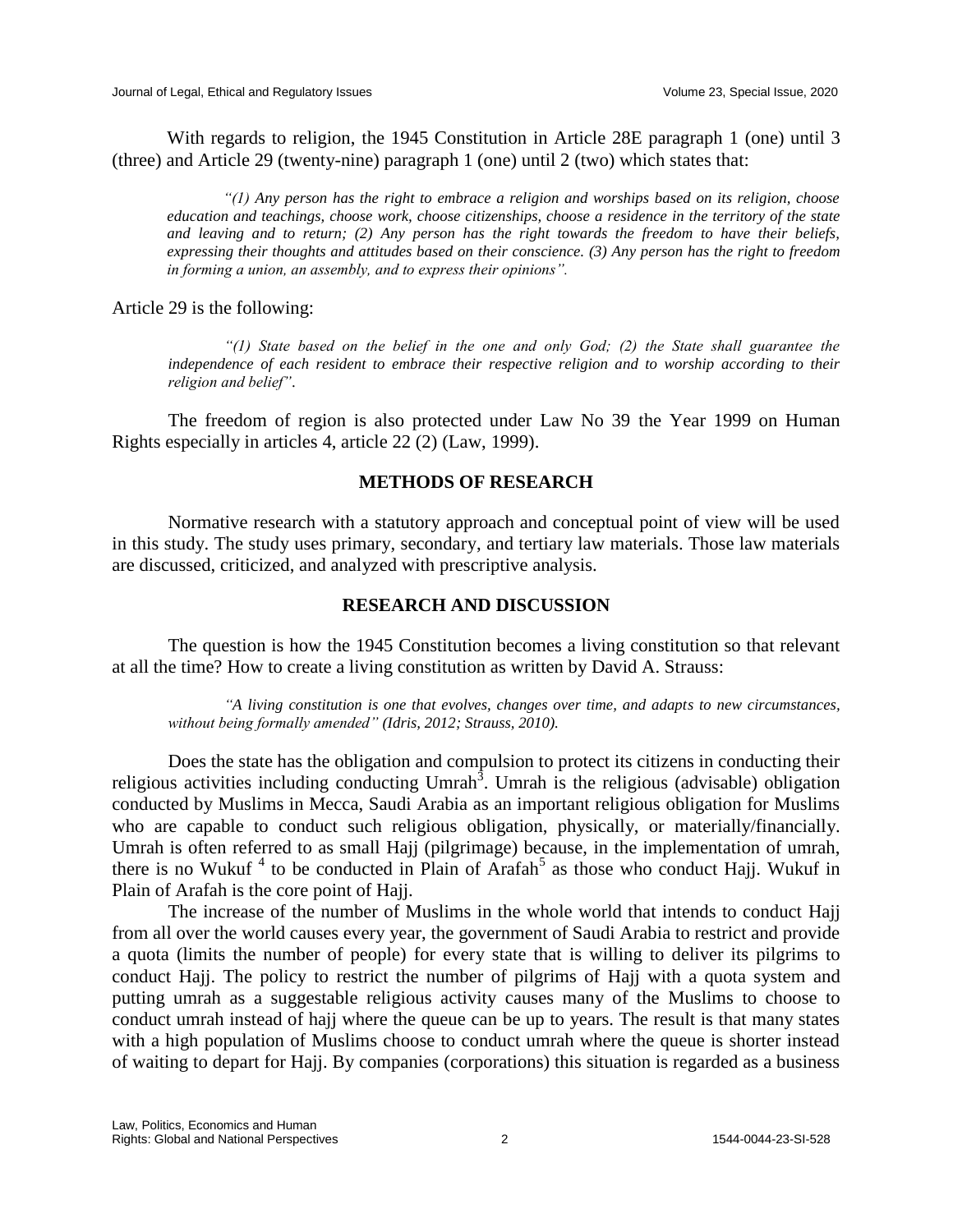With regards to religion, the 1945 Constitution in Article 28E paragraph 1 (one) until 3 (three) and Article 29 (twenty-nine) paragraph 1 (one) until 2 (two) which states that:

> *"(1) Any person has the right to embrace a religion and worships based on its religion, choose education and teachings, choose work, choose citizenships, choose a residence in the territory of the state and leaving and to return; (2) Any person has the right towards the freedom to have their beliefs, expressing their thoughts and attitudes based on their conscience. (3) Any person has the right to freedom in forming a union, an assembly, and to express their opinions".*

Article 29 is the following:

> *"(1) State based on the belief in the one and only God; (2) the State shall guarantee the independence of each resident to embrace their respective religion and to worship according to their religion and belief".*

The freedom of region is also protected under Law No 39 the Year 1999 on Human Rights especially in articles 4, article 22 (2) (Law, 1999).

## METHODS OF RESEARCH

Normative research with a statutory approach and conceptual point of view will be used in this study. The study uses primary, secondary, and tertiary law materials. Those law materials are discussed, criticized, and analyzed with prescriptive analysis.

## RESEARCH AND DISCUSSION

The question is how the 1945 Constitution becomes a living constitution so that relevant at all the time? How to create a living constitution as written by David A. Strauss:

> *"A living constitution is one that evolves, changes over time, and adapts to new circumstances, without being formally amended" (Idris, 2012; Strauss, 2010).*

Does the state has the obligation and compulsion to protect its citizens in conducting their religious activities including conducting Umrah[3]. Umrah is the religious (advisable) obligation conducted by Muslims in Mecca, Saudi Arabia as an important religious obligation for Muslims who are capable to conduct such religious obligation, physically, or materially/financially. Umrah is often referred to as small Hajj (pilgrimage) because, in the implementation of umrah, there is no Wukuf [4] to be conducted in Plain of Arafah[5] as those who conduct Hajj. Wukuf in Plain of Arafah is the core point of Hajj.

The increase of the number of Muslims in the whole world that intends to conduct Hajj from all over the world causes every year, the government of Saudi Arabia to restrict and provide a quota (limits the number of people) for every state that is willing to deliver its pilgrims to conduct Hajj. The policy to restrict the number of pilgrims of Hajj with a quota system and putting umrah as a suggestable religious activity causes many of the Muslims to choose to conduct umrah instead of hajj where the queue can be up to years. The result is that many states with a high population of Muslims choose to conduct umrah where the queue is shorter instead of waiting to depart for Hajj. By companies (corporations) this situation is regarded as a business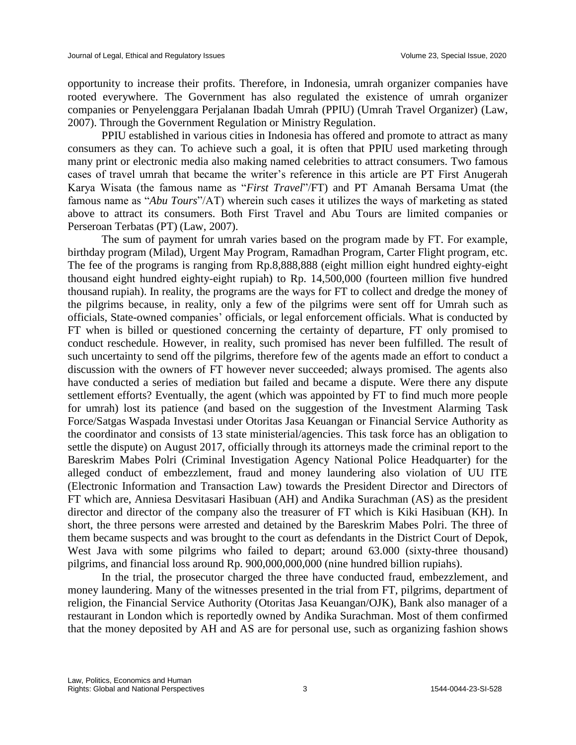opportunity to increase their profits. Therefore, in Indonesia, umrah organizer companies have rooted everywhere. The Government has also regulated the existence of umrah organizer companies or Penyelenggara Perjalanan Ibadah Umrah (PPIU) (Umrah Travel Organizer) (Law, 2007). Through the Government Regulation or Ministry Regulation.

PPIU established in various cities in Indonesia has offered and promote to attract as many consumers as they can. To achieve such a goal, it is often that PPIU used marketing through many print or electronic media also making named celebrities to attract consumers. Two famous cases of travel umrah that became the writer's reference in this article are PT First Anugerah Karya Wisata (the famous name as "*First Travel*"/FT) and PT Amanah Bersama Umat (the famous name as "*Abu Tours*"/AT) wherein such cases it utilizes the ways of marketing as stated above to attract its consumers. Both First Travel and Abu Tours are limited companies or Perseroan Terbatas (PT) (Law, 2007).

The sum of payment for umrah varies based on the program made by FT. For example, birthday program (Milad), Urgent May Program, Ramadhan Program, Carter Flight program, etc. The fee of the programs is ranging from Rp.8,888,888 (eight million eight hundred eighty-eight thousand eight hundred eighty-eight rupiah) to Rp. 14,500,000 (fourteen million five hundred thousand rupiah). In reality, the programs are the ways for FT to collect and dredge the money of the pilgrims because, in reality, only a few of the pilgrims were sent off for Umrah such as officials, State-owned companies' officials, or legal enforcement officials. What is conducted by FT when is billed or questioned concerning the certainty of departure, FT only promised to conduct reschedule. However, in reality, such promised has never been fulfilled. The result of such uncertainty to send off the pilgrims, therefore few of the agents made an effort to conduct a discussion with the owners of FT however never succeeded; always promised. The agents also have conducted a series of mediation but failed and became a dispute. Were there any dispute settlement efforts? Eventually, the agent (which was appointed by FT to find much more people for umrah) lost its patience (and based on the suggestion of the Investment Alarming Task Force/Satgas Waspada Investasi under Otoritas Jasa Keuangan or Financial Service Authority as the coordinator and consists of 13 state ministerial/agencies. This task force has an obligation to settle the dispute) on August 2017, officially through its attorneys made the criminal report to the Bareskrim Mabes Polri (Criminal Investigation Agency National Police Headquarter) for the alleged conduct of embezzlement, fraud and money laundering also violation of UU ITE (Electronic Information and Transaction Law) towards the President Director and Directors of FT which are, Anniesa Desvitasari Hasibuan (AH) and Andika Surachman (AS) as the president director and director of the company also the treasurer of FT which is Kiki Hasibuan (KH). In short, the three persons were arrested and detained by the Bareskrim Mabes Polri. The three of them became suspects and was brought to the court as defendants in the District Court of Depok, West Java with some pilgrims who failed to depart; around 63.000 (sixty-three thousand) pilgrims, and financial loss around Rp. 900,000,000,000 (nine hundred billion rupiahs).

In the trial, the prosecutor charged the three have conducted fraud, embezzlement, and money laundering. Many of the witnesses presented in the trial from FT, pilgrims, department of religion, the Financial Service Authority (Otoritas Jasa Keuangan/OJK), Bank also manager of a restaurant in London which is reportedly owned by Andika Surachman. Most of them confirmed that the money deposited by AH and AS are for personal use, such as organizing fashion shows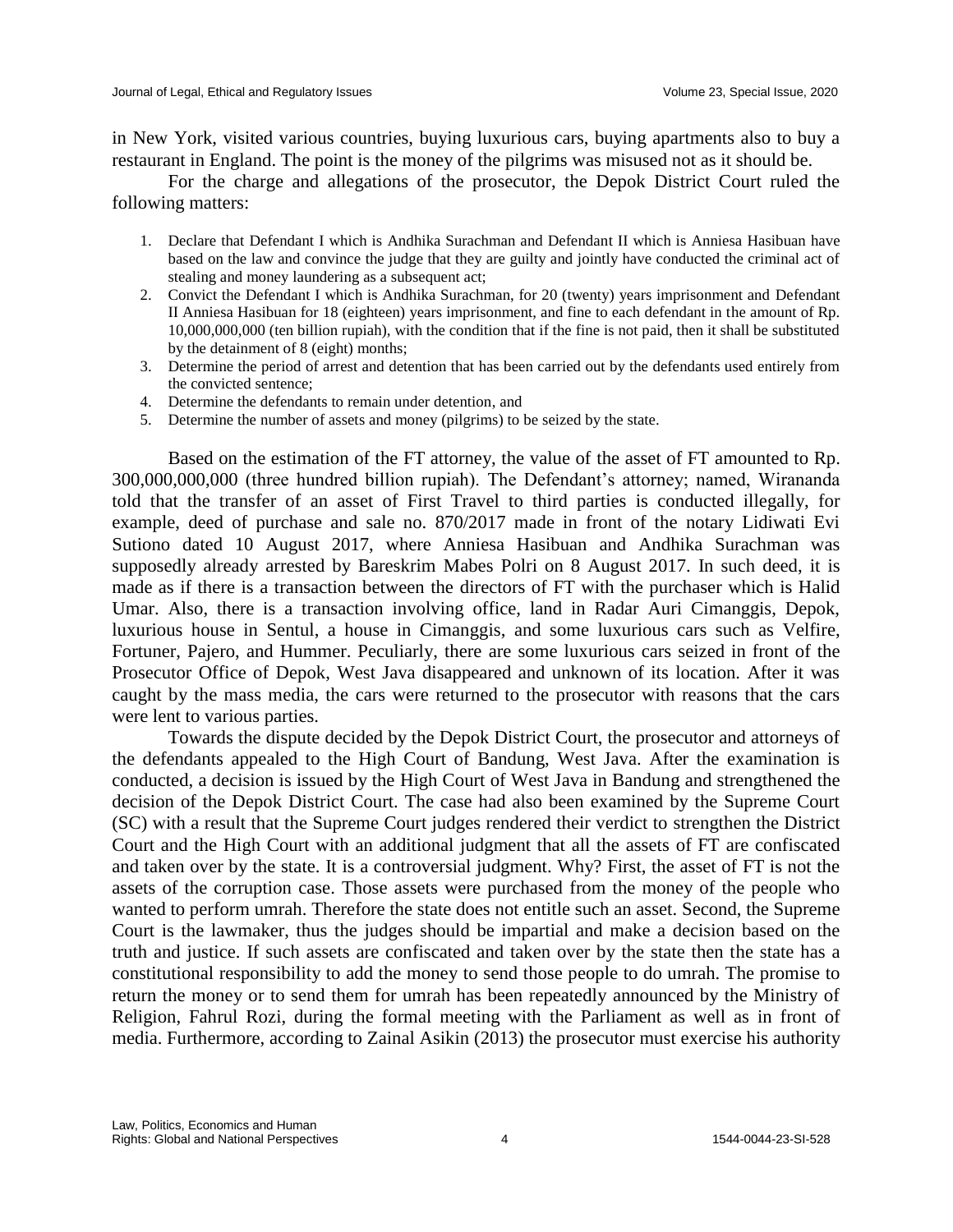in New York, visited various countries, buying luxurious cars, buying apartments also to buy a restaurant in England. The point is the money of the pilgrims was misused not as it should be.

For the charge and allegations of the prosecutor, the Depok District Court ruled the following matters:

1. Declare that Defendant I which is Andhika Surachman and Defendant II which is Anniesa Hasibuan have based on the law and convince the judge that they are guilty and jointly have conducted the criminal act of stealing and money laundering as a subsequent act;
2. Convict the Defendant I which is Andhika Surachman, for 20 (twenty) years imprisonment and Defendant II Anniesa Hasibuan for 18 (eighteen) years imprisonment, and fine to each defendant in the amount of Rp. 10,000,000,000 (ten billion rupiah), with the condition that if the fine is not paid, then it shall be substituted by the detainment of 8 (eight) months;
3. Determine the period of arrest and detention that has been carried out by the defendants used entirely from the convicted sentence;
4. Determine the defendants to remain under detention, and
5. Determine the number of assets and money (pilgrims) to be seized by the state.

Based on the estimation of the FT attorney, the value of the asset of FT amounted to Rp. 300,000,000,000 (three hundred billion rupiah). The Defendant's attorney; named, Wirananda told that the transfer of an asset of First Travel to third parties is conducted illegally, for example, deed of purchase and sale no. 870/2017 made in front of the notary Lidiwati Evi Sutiono dated 10 August 2017, where Anniesa Hasibuan and Andhika Surachman was supposedly already arrested by Bareskrim Mabes Polri on 8 August 2017. In such deed, it is made as if there is a transaction between the directors of FT with the purchaser which is Halid Umar. Also, there is a transaction involving office, land in Radar Auri Cimanggis, Depok, luxurious house in Sentul, a house in Cimanggis, and some luxurious cars such as Velfire, Fortuner, Pajero, and Hummer. Peculiarly, there are some luxurious cars seized in front of the Prosecutor Office of Depok, West Java disappeared and unknown of its location. After it was caught by the mass media, the cars were returned to the prosecutor with reasons that the cars were lent to various parties.

Towards the dispute decided by the Depok District Court, the prosecutor and attorneys of the defendants appealed to the High Court of Bandung, West Java. After the examination is conducted, a decision is issued by the High Court of West Java in Bandung and strengthened the decision of the Depok District Court. The case had also been examined by the Supreme Court (SC) with a result that the Supreme Court judges rendered their verdict to strengthen the District Court and the High Court with an additional judgment that all the assets of FT are confiscated and taken over by the state. It is a controversial judgment. Why? First, the asset of FT is not the assets of the corruption case. Those assets were purchased from the money of the people who wanted to perform umrah. Therefore the state does not entitle such an asset. Second, the Supreme Court is the lawmaker, thus the judges should be impartial and make a decision based on the truth and justice. If such assets are confiscated and taken over by the state then the state has a constitutional responsibility to add the money to send those people to do umrah. The promise to return the money or to send them for umrah has been repeatedly announced by the Ministry of Religion, Fahrul Rozi, during the formal meeting with the Parliament as well as in front of media. Furthermore, according to Zainal Asikin (2013) the prosecutor must exercise his authority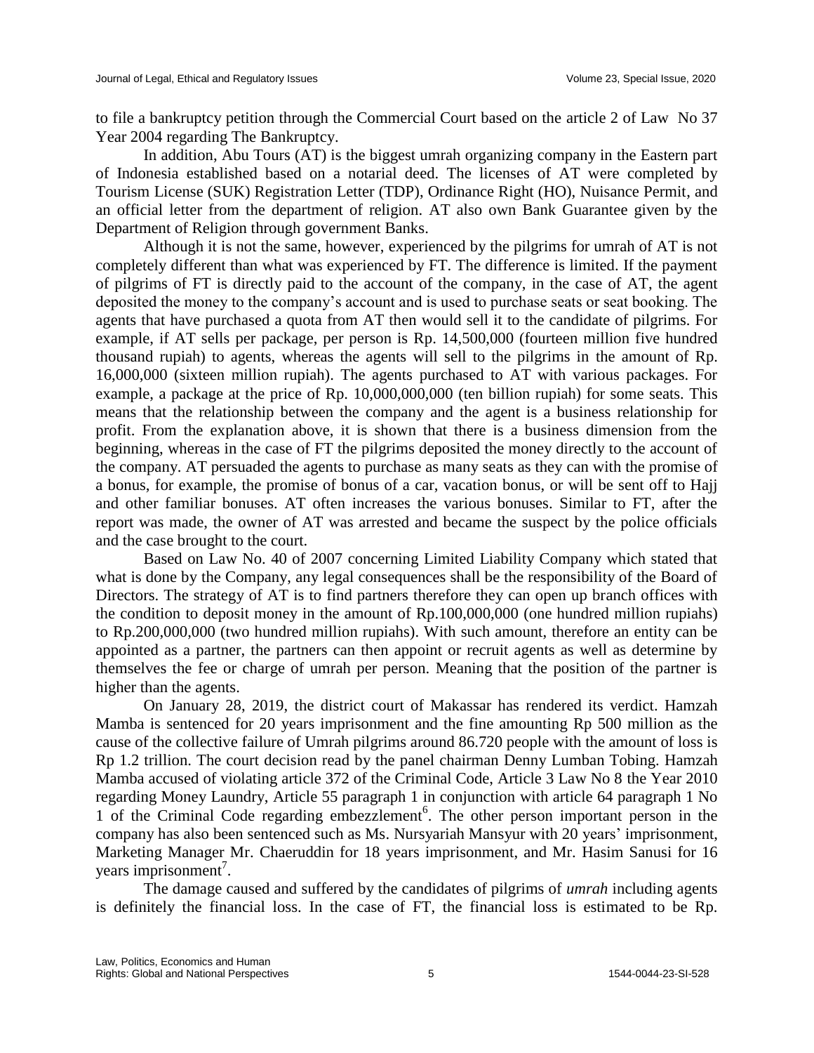to file a bankruptcy petition through the Commercial Court based on the article 2 of Law No 37 Year 2004 regarding The Bankruptcy.

In addition, Abu Tours (AT) is the biggest umrah organizing company in the Eastern part of Indonesia established based on a notarial deed. The licenses of AT were completed by Tourism License (SUK) Registration Letter (TDP), Ordinance Right (HO), Nuisance Permit, and an official letter from the department of religion. AT also own Bank Guarantee given by the Department of Religion through government Banks.

Although it is not the same, however, experienced by the pilgrims for umrah of AT is not completely different than what was experienced by FT. The difference is limited. If the payment of pilgrims of FT is directly paid to the account of the company, in the case of AT, the agent deposited the money to the company's account and is used to purchase seats or seat booking. The agents that have purchased a quota from AT then would sell it to the candidate of pilgrims. For example, if AT sells per package, per person is Rp. 14,500,000 (fourteen million five hundred thousand rupiah) to agents, whereas the agents will sell to the pilgrims in the amount of Rp. 16,000,000 (sixteen million rupiah). The agents purchased to AT with various packages. For example, a package at the price of Rp. 10,000,000,000 (ten billion rupiah) for some seats. This means that the relationship between the company and the agent is a business relationship for profit. From the explanation above, it is shown that there is a business dimension from the beginning, whereas in the case of FT the pilgrims deposited the money directly to the account of the company. AT persuaded the agents to purchase as many seats as they can with the promise of a bonus, for example, the promise of bonus of a car, vacation bonus, or will be sent off to Hajj and other familiar bonuses. AT often increases the various bonuses. Similar to FT, after the report was made, the owner of AT was arrested and became the suspect by the police officials and the case brought to the court.

Based on Law No. 40 of 2007 concerning Limited Liability Company which stated that what is done by the Company, any legal consequences shall be the responsibility of the Board of Directors. The strategy of AT is to find partners therefore they can open up branch offices with the condition to deposit money in the amount of Rp.100,000,000 (one hundred million rupiahs) to Rp.200,000,000 (two hundred million rupiahs). With such amount, therefore an entity can be appointed as a partner, the partners can then appoint or recruit agents as well as determine by themselves the fee or charge of umrah per person. Meaning that the position of the partner is higher than the agents.

On January 28, 2019, the district court of Makassar has rendered its verdict. Hamzah Mamba is sentenced for 20 years imprisonment and the fine amounting Rp 500 million as the cause of the collective failure of Umrah pilgrims around 86.720 people with the amount of loss is Rp 1.2 trillion. The court decision read by the panel chairman Denny Lumban Tobing. Hamzah Mamba accused of violating article 372 of the Criminal Code, Article 3 Law No 8 the Year 2010 regarding Money Laundry, Article 55 paragraph 1 in conjunction with article 64 paragraph 1 No 1 of the Criminal Code regarding embezzlement[6]. The other person important person in the company has also been sentenced such as Ms. Nursyariah Mansyur with 20 years' imprisonment, Marketing Manager Mr. Chaeruddin for 18 years imprisonment, and Mr. Hasim Sanusi for 16 years imprisonment[7].

The damage caused and suffered by the candidates of pilgrims of *umrah* including agents is definitely the financial loss. In the case of FT, the financial loss is estimated to be Rp.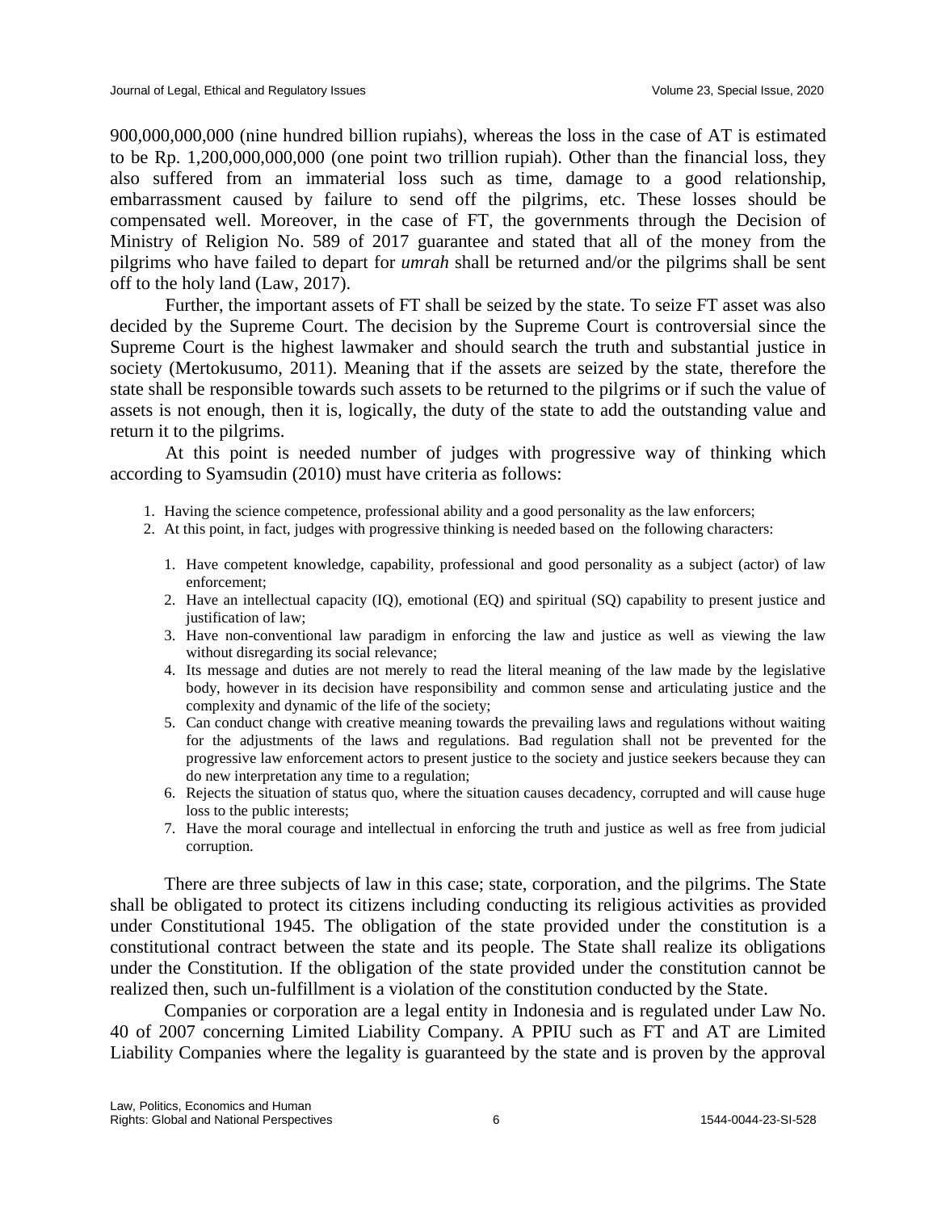900,000,000,000 (nine hundred billion rupiahs), whereas the loss in the case of AT is estimated to be Rp. 1,200,000,000,000 (one point two trillion rupiah). Other than the financial loss, they also suffered from an immaterial loss such as time, damage to a good relationship, embarrassment caused by failure to send off the pilgrims, etc. These losses should be compensated well. Moreover, in the case of FT, the governments through the Decision of Ministry of Religion No. 589 of 2017 guarantee and stated that all of the money from the pilgrims who have failed to depart for *umrah* shall be returned and/or the pilgrims shall be sent off to the holy land (Law, 2017).

Further, the important assets of FT shall be seized by the state. To seize FT asset was also decided by the Supreme Court. The decision by the Supreme Court is controversial since the Supreme Court is the highest lawmaker and should search the truth and substantial justice in society (Mertokusumo, 2011). Meaning that if the assets are seized by the state, therefore the state shall be responsible towards such assets to be returned to the pilgrims or if such the value of assets is not enough, then it is, logically, the duty of the state to add the outstanding value and return it to the pilgrims.

At this point is needed number of judges with progressive way of thinking which according to Syamsudin (2010) must have criteria as follows:

1. Having the science competence, professional ability and a good personality as the law enforcers;
2. At this point, in fact, judges with progressive thinking is needed based on the following characters:
   1. Have competent knowledge, capability, professional and good personality as a subject (actor) of law enforcement;
   2. Have an intellectual capacity (IQ), emotional (EQ) and spiritual (SQ) capability to present justice and justification of law;
   3. Have non-conventional law paradigm in enforcing the law and justice as well as viewing the law without disregarding its social relevance;
   4. Its message and duties are not merely to read the literal meaning of the law made by the legislative body, however in its decision have responsibility and common sense and articulating justice and the complexity and dynamic of the life of the society;
   5. Can conduct change with creative meaning towards the prevailing laws and regulations without waiting for the adjustments of the laws and regulations. Bad regulation shall not be prevented for the progressive law enforcement actors to present justice to the society and justice seekers because they can do new interpretation any time to a regulation;
   6. Rejects the situation of status quo, where the situation causes decadency, corrupted and will cause huge loss to the public interests;
   7. Have the moral courage and intellectual in enforcing the truth and justice as well as free from judicial corruption.

There are three subjects of law in this case; state, corporation, and the pilgrims. The State shall be obligated to protect its citizens including conducting its religious activities as provided under Constitutional 1945. The obligation of the state provided under the constitution is a constitutional contract between the state and its people. The State shall realize its obligations under the Constitution. If the obligation of the state provided under the constitution cannot be realized then, such un-fulfillment is a violation of the constitution conducted by the State.

Companies or corporation are a legal entity in Indonesia and is regulated under Law No. 40 of 2007 concerning Limited Liability Company. A PPIU such as FT and AT are Limited Liability Companies where the legality is guaranteed by the state and is proven by the approval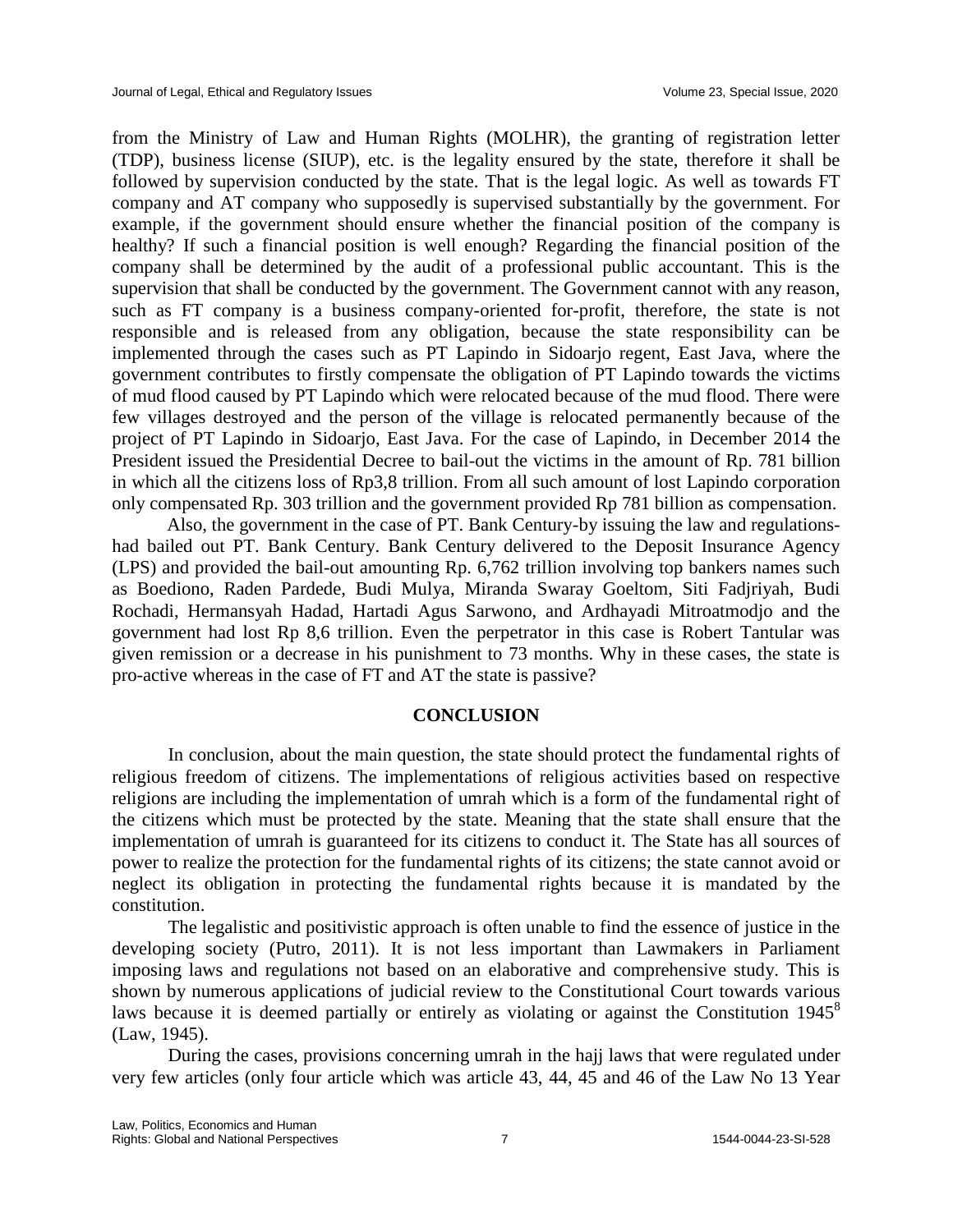from the Ministry of Law and Human Rights (MOLHR), the granting of registration letter (TDP), business license (SIUP), etc. is the legality ensured by the state, therefore it shall be followed by supervision conducted by the state. That is the legal logic. As well as towards FT company and AT company who supposedly is supervised substantially by the government. For example, if the government should ensure whether the financial position of the company is healthy? If such a financial position is well enough? Regarding the financial position of the company shall be determined by the audit of a professional public accountant. This is the supervision that shall be conducted by the government. The Government cannot with any reason, such as FT company is a business company-oriented for-profit, therefore, the state is not responsible and is released from any obligation, because the state responsibility can be implemented through the cases such as PT Lapindo in Sidoarjo regent, East Java, where the government contributes to firstly compensate the obligation of PT Lapindo towards the victims of mud flood caused by PT Lapindo which were relocated because of the mud flood. There were few villages destroyed and the person of the village is relocated permanently because of the project of PT Lapindo in Sidoarjo, East Java. For the case of Lapindo, in December 2014 the President issued the Presidential Decree to bail-out the victims in the amount of Rp. 781 billion in which all the citizens loss of Rp3,8 trillion. From all such amount of lost Lapindo corporation only compensated Rp. 303 trillion and the government provided Rp 781 billion as compensation.

Also, the government in the case of PT. Bank Century-by issuing the law and regulations-had bailed out PT. Bank Century. Bank Century delivered to the Deposit Insurance Agency (LPS) and provided the bail-out amounting Rp. 6,762 trillion involving top bankers names such as Boediono, Raden Pardede, Budi Mulya, Miranda Swaray Goeltom, Siti Fadjriyah, Budi Rochadi, Hermansyah Hadad, Hartadi Agus Sarwono, and Ardhayadi Mitroatmodjo and the government had lost Rp 8,6 trillion. Even the perpetrator in this case is Robert Tantular was given remission or a decrease in his punishment to 73 months. Why in these cases, the state is pro-active whereas in the case of FT and AT the state is passive?

## CONCLUSION

In conclusion, about the main question, the state should protect the fundamental rights of religious freedom of citizens. The implementations of religious activities based on respective religions are including the implementation of umrah which is a form of the fundamental right of the citizens which must be protected by the state. Meaning that the state shall ensure that the implementation of umrah is guaranteed for its citizens to conduct it. The State has all sources of power to realize the protection for the fundamental rights of its citizens; the state cannot avoid or neglect its obligation in protecting the fundamental rights because it is mandated by the constitution.

The legalistic and positivistic approach is often unable to find the essence of justice in the developing society (Putro, 2011). It is not less important than Lawmakers in Parliament imposing laws and regulations not based on an elaborative and comprehensive study. This is shown by numerous applications of judicial review to the Constitutional Court towards various laws because it is deemed partially or entirely as violating or against the Constitution 1945[8] (Law, 1945).

During the cases, provisions concerning umrah in the hajj laws that were regulated under very few articles (only four article which was article 43, 44, 45 and 46 of the Law No 13 Year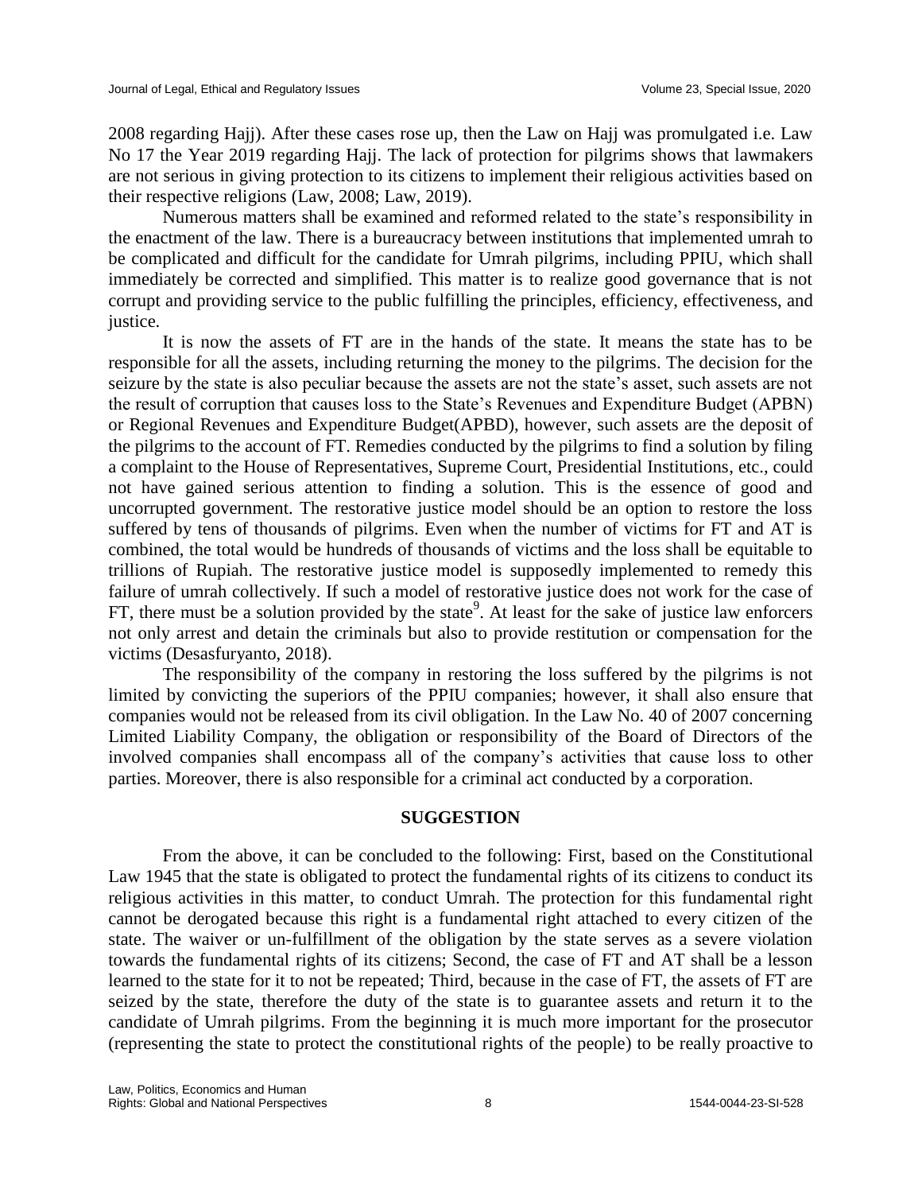2008 regarding Hajj). After these cases rose up, then the Law on Hajj was promulgated i.e. Law No 17 the Year 2019 regarding Hajj. The lack of protection for pilgrims shows that lawmakers are not serious in giving protection to its citizens to implement their religious activities based on their respective religions (Law, 2008; Law, 2019).

Numerous matters shall be examined and reformed related to the state's responsibility in the enactment of the law. There is a bureaucracy between institutions that implemented umrah to be complicated and difficult for the candidate for Umrah pilgrims, including PPIU, which shall immediately be corrected and simplified. This matter is to realize good governance that is not corrupt and providing service to the public fulfilling the principles, efficiency, effectiveness, and justice.

It is now the assets of FT are in the hands of the state. It means the state has to be responsible for all the assets, including returning the money to the pilgrims. The decision for the seizure by the state is also peculiar because the assets are not the state's asset, such assets are not the result of corruption that causes loss to the State's Revenues and Expenditure Budget (APBN) or Regional Revenues and Expenditure Budget(APBD), however, such assets are the deposit of the pilgrims to the account of FT. Remedies conducted by the pilgrims to find a solution by filing a complaint to the House of Representatives, Supreme Court, Presidential Institutions, etc., could not have gained serious attention to finding a solution. This is the essence of good and uncorrupted government. The restorative justice model should be an option to restore the loss suffered by tens of thousands of pilgrims. Even when the number of victims for FT and AT is combined, the total would be hundreds of thousands of victims and the loss shall be equitable to trillions of Rupiah. The restorative justice model is supposedly implemented to remedy this failure of umrah collectively. If such a model of restorative justice does not work for the case of FT, there must be a solution provided by the state[9]. At least for the sake of justice law enforcers not only arrest and detain the criminals but also to provide restitution or compensation for the victims (Desasfuryanto, 2018).

The responsibility of the company in restoring the loss suffered by the pilgrims is not limited by convicting the superiors of the PPIU companies; however, it shall also ensure that companies would not be released from its civil obligation. In the Law No. 40 of 2007 concerning Limited Liability Company, the obligation or responsibility of the Board of Directors of the involved companies shall encompass all of the company's activities that cause loss to other parties. Moreover, there is also responsible for a criminal act conducted by a corporation.

## SUGGESTION

From the above, it can be concluded to the following: First, based on the Constitutional Law 1945 that the state is obligated to protect the fundamental rights of its citizens to conduct its religious activities in this matter, to conduct Umrah. The protection for this fundamental right cannot be derogated because this right is a fundamental right attached to every citizen of the state. The waiver or un-fulfillment of the obligation by the state serves as a severe violation towards the fundamental rights of its citizens; Second, the case of FT and AT shall be a lesson learned to the state for it to not be repeated; Third, because in the case of FT, the assets of FT are seized by the state, therefore the duty of the state is to guarantee assets and return it to the candidate of Umrah pilgrims. From the beginning it is much more important for the prosecutor (representing the state to protect the constitutional rights of the people) to be really proactive to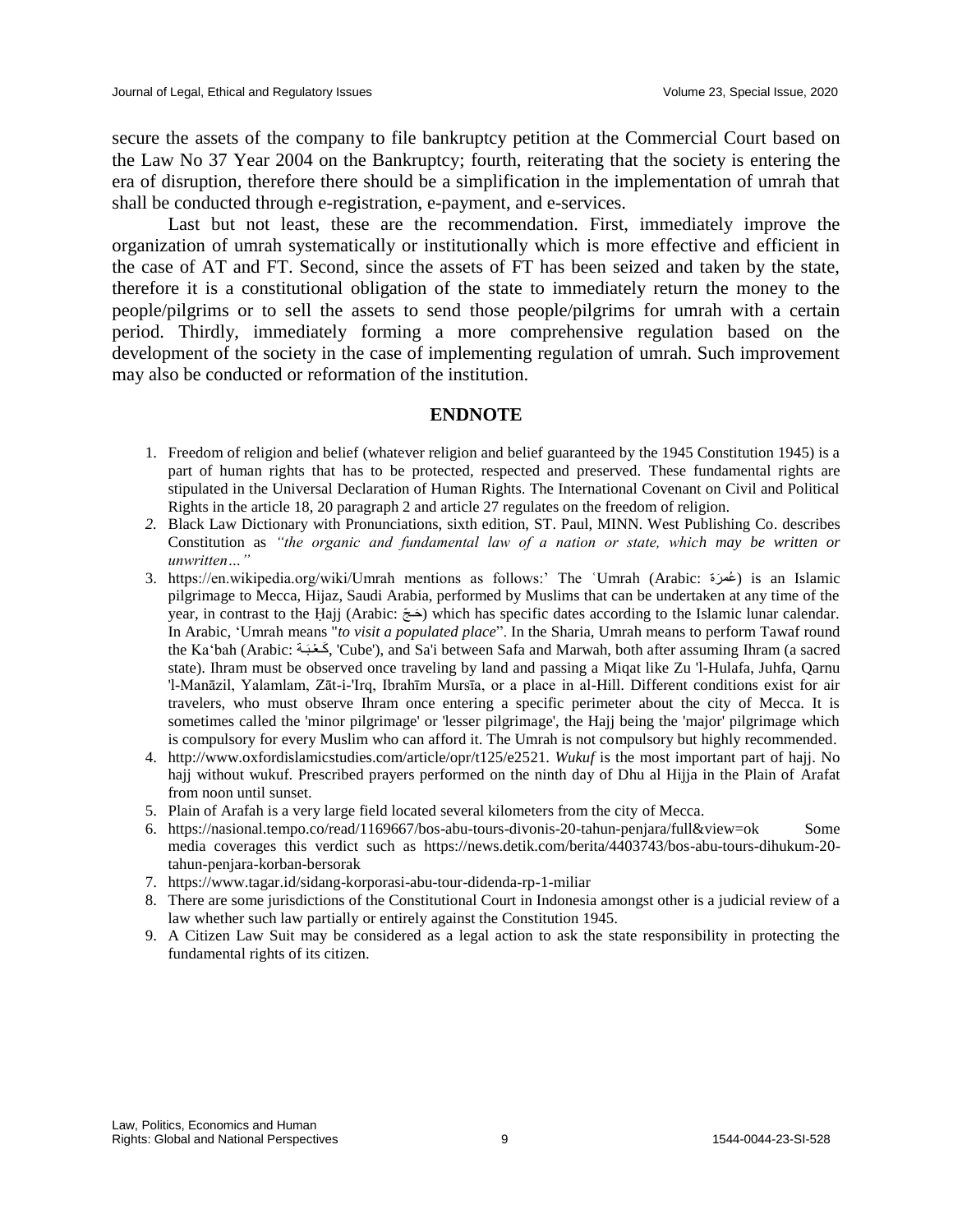secure the assets of the company to file bankruptcy petition at the Commercial Court based on the Law No 37 Year 2004 on the Bankruptcy; fourth, reiterating that the society is entering the era of disruption, therefore there should be a simplification in the implementation of umrah that shall be conducted through e-registration, e-payment, and e-services.

Last but not least, these are the recommendation. First, immediately improve the organization of umrah systematically or institutionally which is more effective and efficient in the case of AT and FT. Second, since the assets of FT has been seized and taken by the state, therefore it is a constitutional obligation of the state to immediately return the money to the people/pilgrims or to sell the assets to send those people/pilgrims for umrah with a certain period. Thirdly, immediately forming a more comprehensive regulation based on the development of the society in the case of implementing regulation of umrah. Such improvement may also be conducted or reformation of the institution.

## ENDNOTE

1. Freedom of religion and belief (whatever religion and belief guaranteed by the 1945 Constitution 1945) is a part of human rights that has to be protected, respected and preserved. These fundamental rights are stipulated in the Universal Declaration of Human Rights. The International Covenant on Civil and Political Rights in the article 18, 20 paragraph 2 and article 27 regulates on the freedom of religion.
2. Black Law Dictionary with Pronunciations, sixth edition, ST. Paul, MINN. West Publishing Co. describes Constitution as *"the organic and fundamental law of a nation or state, which may be written or unwritten…"*
3. https://en.wikipedia.org/wiki/Umrah mentions as follows:' The ʿUmrah (Arabic: عُمرَة) is an Islamic pilgrimage to Mecca, Hijaz, Saudi Arabia, performed by Muslims that can be undertaken at any time of the year, in contrast to the Ḥajj (Arabic: حَجّ) which has specific dates according to the Islamic lunar calendar. In Arabic, 'Umrah means "*to visit a populated place*". In the Sharia, Umrah means to perform Tawaf round the Ka'bah (Arabic: كَعْبَة, 'Cube'), and Sa'i between Safa and Marwah, both after assuming Ihram (a sacred state). Ihram must be observed once traveling by land and passing a Miqat like Zu 'l-Hulafa, Juhfa, Qarnu 'l-Manāzil, Yalamlam, Zāt-i-'Irq, Ibrahīm Mursīa, or a place in al-Hill. Different conditions exist for air travelers, who must observe Ihram once entering a specific perimeter about the city of Mecca. It is sometimes called the 'minor pilgrimage' or 'lesser pilgrimage', the Hajj being the 'major' pilgrimage which is compulsory for every Muslim who can afford it. The Umrah is not compulsory but highly recommended.
4. http://www.oxfordislamicstudies.com/article/opr/t125/e2521. *Wukuf* is the most important part of hajj. No hajj without wukuf. Prescribed prayers performed on the ninth day of Dhu al Hijja in the Plain of Arafat from noon until sunset.
5. Plain of Arafah is a very large field located several kilometers from the city of Mecca.
6. https://nasional.tempo.co/read/1169667/bos-abu-tours-divonis-20-tahun-penjara/full&view=ok Some media coverages this verdict such as https://news.detik.com/berita/4403743/bos-abu-tours-dihukum-20-tahun-penjara-korban-bersorak
7. https://www.tagar.id/sidang-korporasi-abu-tour-didenda-rp-1-miliar
8. There are some jurisdictions of the Constitutional Court in Indonesia amongst other is a judicial review of a law whether such law partially or entirely against the Constitution 1945.
9. A Citizen Law Suit may be considered as a legal action to ask the state responsibility in protecting the fundamental rights of its citizen.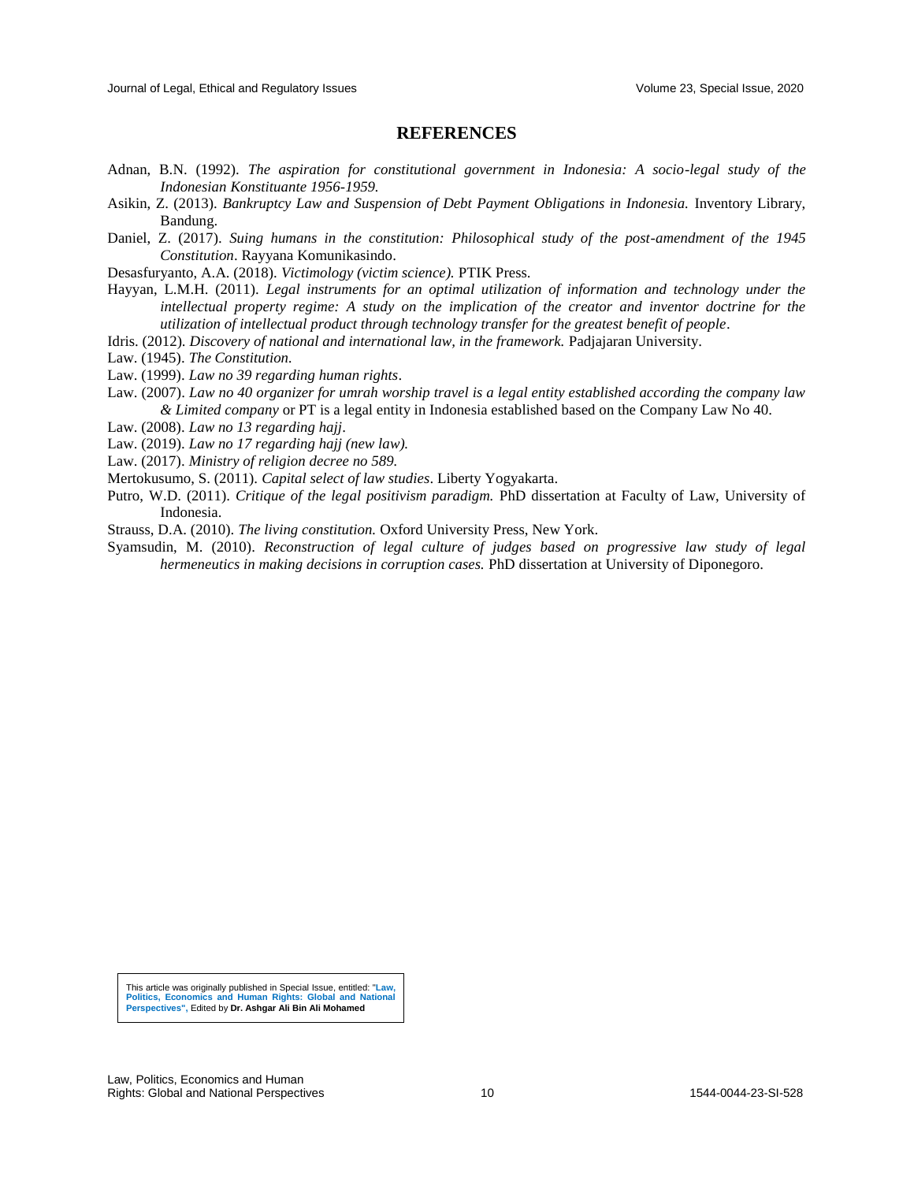## REFERENCES

Adnan, B.N. (1992). *The aspiration for constitutional government in Indonesia: A socio-legal study of the Indonesian Konstituante 1956-1959.*

Asikin, Z. (2013). *Bankruptcy Law and Suspension of Debt Payment Obligations in Indonesia.* Inventory Library, Bandung.

Daniel, Z. (2017). *Suing humans in the constitution: Philosophical study of the post-amendment of the 1945 Constitution*. Rayyana Komunikasindo.

Desasfuryanto, A.A. (2018). *Victimology (victim science).* PTIK Press.

Hayyan, L.M.H. (2011). *Legal instruments for an optimal utilization of information and technology under the intellectual property regime: A study on the implication of the creator and inventor doctrine for the utilization of intellectual product through technology transfer for the greatest benefit of people*.

Idris. (2012). *Discovery of national and international law, in the framework.* Padjajaran University.

Law. (1945). *The Constitution*.

Law. (1999). *Law no 39 regarding human rights*.

Law. (2007). *Law no 40 organizer for umrah worship travel is a legal entity established according the company law & Limited company* or PT is a legal entity in Indonesia established based on the Company Law No 40.

Law. (2008). *Law no 13 regarding hajj*.

Law. (2019). *Law no 17 regarding hajj (new law).*

Law. (2017). *Ministry of religion decree no 589.*

Mertokusumo, S. (2011). *Capital select of law studies*. Liberty Yogyakarta.

Putro, W.D. (2011). *Critique of the legal positivism paradigm.* PhD dissertation at Faculty of Law, University of Indonesia.

Strauss, D.A. (2010). *The living constitution.* Oxford University Press, New York.

Syamsudin, M. (2010). *Reconstruction of legal culture of judges based on progressive law study of legal hermeneutics in making decisions in corruption cases.* PhD dissertation at University of Diponegoro.

This article was originally published in Special Issue, entitled: **"Law, Politics, Economics and Human Rights: Global and National Perspectives"**, Edited by **Dr. Ashgar Ali Bin Ali Mohamed**